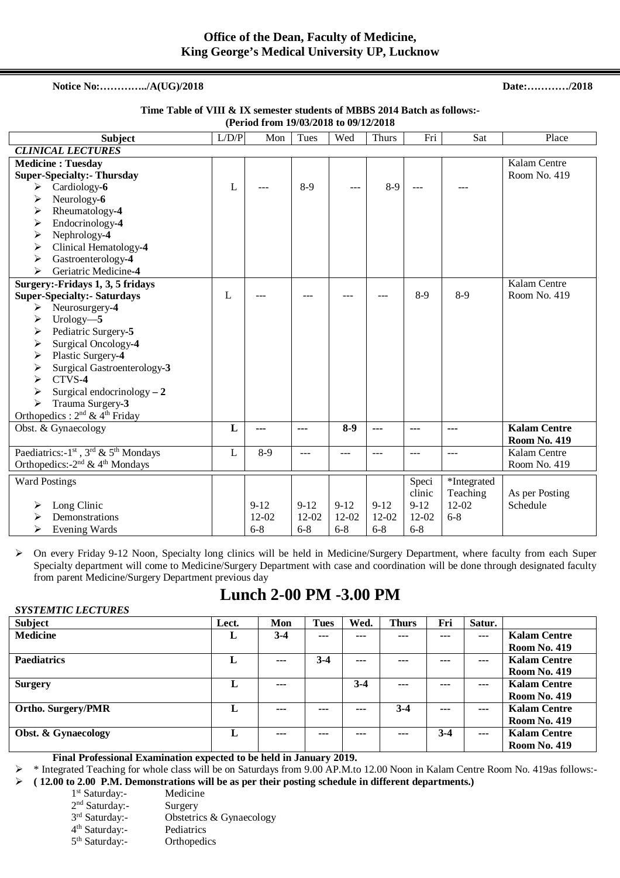**Office of the Dean, Faculty of Medicine,**
**King George's Medical University UP, Lucknow**

**Notice No:…………../A(UG)/2018** **Date:…………/2018**

**Time Table of VIII & IX semester students of MBBS 2014 Batch as follows:-**
**(Period from 19/03/2018 to 09/12/2018**

| Subject | L/D/P | Mon | Tues | Wed | Thurs | Fri | Sat | Place |
|---|---|---|---|---|---|---|---|---|
| ***CLINICAL LECTURES*** | | | | | | | | |
| **Medicine : Tuesday**<br>**Super-Specialty:- Thursday**<br>➢ Cardiology-**6**<br>➢ Neurology-**6**<br>➢ Rheumatology-**4**<br>➢ Endocrinology-**4**<br>➢ Nephrology-**4**<br>➢ Clinical Hematology-**4**<br>➢ Gastroenterology-**4**<br>➢ Geriatric Medicine-**4** | L | --- | 8-9 | --- | 8-9 | --- | --- | Kalam Centre Room No. 419 |
| **Surgery:-Fridays 1, 3, 5 fridays**<br>**Super-Specialty:- Saturdays**<br>➢ Neurosurgery-**4**<br>➢ Urology—**5**<br>➢ Pediatric Surgery-**5**<br>➢ Surgical Oncology-**4**<br>➢ Plastic Surgery-**4**<br>➢ Surgical Gastroenterology-**3**<br>➢ CTVS-**4**<br>➢ Surgical endocrinology **– 2**<br>➢ Trauma Surgery-**3**<br>Orthopedics : 2nd & 4th Friday | L | --- | --- | --- | --- | 8-9 | 8-9 | Kalam Centre Room No. 419 |
| Obst. & Gynaecology | **L** | **---** | **---** | **8-9** | **---** | **---** | **---** | **Kalam Centre Room No. 419** |
| Paediatrics:-1st , 3rd & 5th Mondays<br>Orthopedics:-2nd & 4th Mondays | L | 8-9 | --- | --- | --- | --- | --- | Kalam Centre Room No. 419 |
| Ward Postings<br>➢ Long Clinic<br>➢ Demonstrations<br>➢ Evening Wards | | 9-12<br>12-02<br>6-8 | 9-12<br>12-02<br>6-8 | 9-12<br>12-02<br>6-8 | 9-12<br>12-02<br>6-8 | Speci clinic<br>9-12<br>12-02<br>6-8 | *Integrated Teaching<br>12-02<br>6-8 | As per Posting Schedule |

➢ On every Friday 9-12 Noon, Specialty long clinics will be held in Medicine/Surgery Department, where faculty from each Super Specialty department will come to Medicine/Surgery Department with case and coordination will be done through designated faculty from parent Medicine/Surgery Department previous day

# Lunch 2-00 PM -3.00 PM

***SYSTEMTIC LECTURES***

| Subject | Lect. | Mon | Tues | Wed. | Thurs | Fri | Satur. | |
|---|---|---|---|---|---|---|---|---|
| **Medicine** | **L** | **3-4** | **---** | **---** | **---** | **---** | **---** | **Kalam Centre Room No. 419** |
| **Paediatrics** | **L** | **---** | **3-4** | **---** | **---** | **---** | **---** | **Kalam Centre Room No. 419** |
| **Surgery** | **L** | **---** | | **3-4** | **---** | **---** | **---** | **Kalam Centre Room No. 419** |
| **Ortho. Surgery/PMR** | **L** | **---** | **---** | **---** | **3-4** | **---** | **---** | **Kalam Centre Room No. 419** |
| **Obst. & Gynaecology** | **L** | **---** | **---** | **---** | **---** | **3-4** | **---** | **Kalam Centre Room No. 419** |

**Final Professional Examination expected to be held in January 2019.**

➢ * Integrated Teaching for whole class will be on Saturdays from 9.00 AP.M.to 12.00 Noon in Kalam Centre Room No. 419as follows:-

➢ **( 12.00 to 2.00 P.M. Demonstrations will be as per their posting schedule in different departments.)**

- 1st Saturday:- Medicine
- 2nd Saturday:- Surgery
- 3rd Saturday:- Obstetrics & Gynaecology
- 4th Saturday:- Pediatrics
- 5th Saturday:- Orthopedics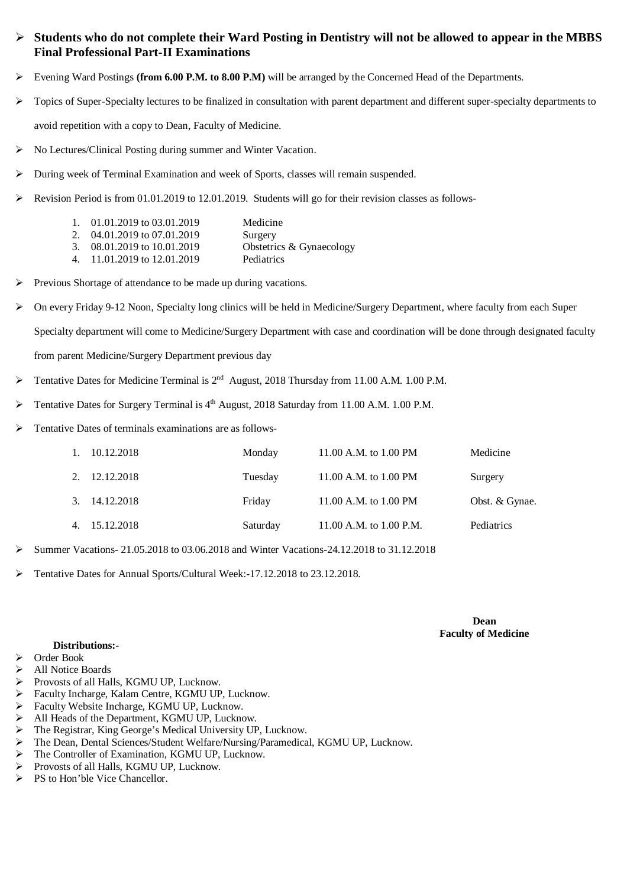- **Students who do not complete their Ward Posting in Dentistry will not be allowed to appear in the MBBS Final Professional Part-II Examinations**
- Evening Ward Postings **(from 6.00 P.M. to 8.00 P.M)** will be arranged by the Concerned Head of the Departments.
- Topics of Super-Specialty lectures to be finalized in consultation with parent department and different super-specialty departments to avoid repetition with a copy to Dean, Faculty of Medicine.
- No Lectures/Clinical Posting during summer and Winter Vacation.
- During week of Terminal Examination and week of Sports, classes will remain suspended.
- Revision Period is from 01.01.2019 to 12.01.2019. Students will go for their revision classes as follows-

  1. 01.01.2019 to 03.01.2019 Medicine
  2. 04.01.2019 to 07.01.2019 Surgery
  3. 08.01.2019 to 10.01.2019 Obstetrics & Gynaecology
  4. 11.01.2019 to 12.01.2019 Pediatrics

- Previous Shortage of attendance to be made up during vacations.
- On every Friday 9-12 Noon, Specialty long clinics will be held in Medicine/Surgery Department, where faculty from each Super Specialty department will come to Medicine/Surgery Department with case and coordination will be done through designated faculty from parent Medicine/Surgery Department previous day
- Tentative Dates for Medicine Terminal is 2nd August, 2018 Thursday from 11.00 A.M. 1.00 P.M.
- Tentative Dates for Surgery Terminal is 4th August, 2018 Saturday from 11.00 A.M. 1.00 P.M.
- Tentative Dates of terminals examinations are as follows-

| | Date | Day | Time | Subject |
|---|---|---|---|---|
| 1. | 10.12.2018 | Monday | 11.00 A.M. to 1.00 PM | Medicine |
| 2. | 12.12.2018 | Tuesday | 11.00 A.M. to 1.00 PM | Surgery |
| 3. | 14.12.2018 | Friday | 11.00 A.M. to 1.00 PM | Obst. & Gynae. |
| 4. | 15.12.2018 | Saturday | 11.00 A.M. to 1.00 P.M. | Pediatrics |

- Summer Vacations- 21.05.2018 to 03.06.2018 and Winter Vacations-24.12.2018 to 31.12.2018
- Tentative Dates for Annual Sports/Cultural Week:-17.12.2018 to 23.12.2018.

**Dean**
**Faculty of Medicine**

**Distributions:-**

- Order Book
- All Notice Boards
- Provosts of all Halls, KGMU UP, Lucknow.
- Faculty Incharge, Kalam Centre, KGMU UP, Lucknow.
- Faculty Website Incharge, KGMU UP, Lucknow.
- All Heads of the Department, KGMU UP, Lucknow.
- The Registrar, King George's Medical University UP, Lucknow.
- The Dean, Dental Sciences/Student Welfare/Nursing/Paramedical, KGMU UP, Lucknow.
- The Controller of Examination, KGMU UP, Lucknow.
- Provosts of all Halls, KGMU UP, Lucknow.
- PS to Hon'ble Vice Chancellor.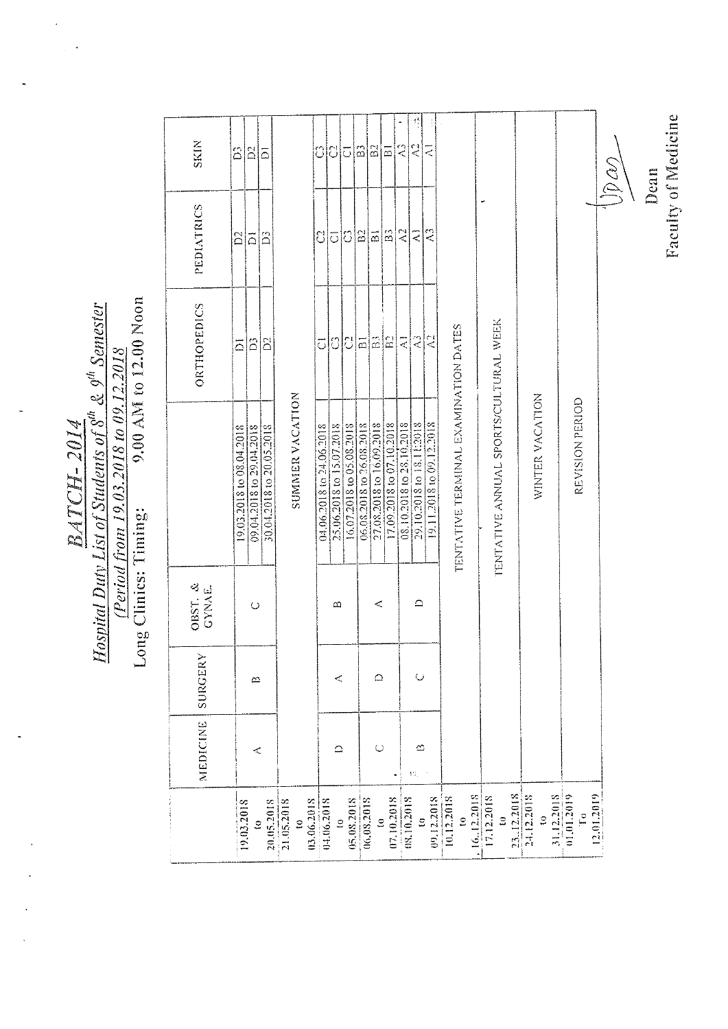# BATCH- 2014

## Hospital Duty List of Students of 8th & 9th Semester

*(Period from 19.03.2018 to 09.12.2018)*

Long Clinics: Timing: 9.00 AM to 12.00 Noon

| | MEDICINE | SURGERY | OBST. & GYNAE. | | ORTHOPEDICS | PEDIATRICS | SKIN |
|---|---|---|---|---|---|---|---|
| 19.03.2018 to 20.05.2018 | A | B | C | 19.03.2018 to 08.04.2018 | D1 | D2 | D3 |
| | | | | 09.04.2018 to 29.04.2018 | D3 | D1 | D2 |
| | | | | 30.04.2018 to 20.05.2018 | D2 | D3 | D1 |
| 21.05.2018 to 03.06.2018 | SUMMER VACATION | | | | | | |
| 04.06.2018 to 05.08.2018 | D | A | B | 04.06.2018 to 24.06.2018 | C1 | C2 | C3 |
| | | | | 25.06.2018 to 15.07.2018 | C3 | C1 | C2 |
| | | | | 16.07.2018 to 05.08.2018 | C2 | C3 | C1 |
| 06.08.2018 to 07.10.2018 | C | D | A | 06.08.2018 to 26.08.2018 | B1 | B2 | B3 |
| | | | | 27.08.2018 to 16.09.2018 | B3 | B1 | B2 |
| | | | | 17.09.2018 to 07.10.2018 | B2 | B3 | B1 |
| 08.10.2018 to 09.12.2018 | B | C | D | 08.10.2018 to 28.10.2018 | A1 | A2 | A3 |
| | | | | 29.10.2018 to 18.11.2018 | A3 | A1 | A2 |
| | | | | 19.11.2018 to 09.12.2018 | A2 | A3 | A1 |
| 10.12.2018 to 16.12.2018 | TENTATIVE TERMINAL EXAMINATION DATES | | | | | | |
| 17.12.2018 to 23.12.2018 | TENTATIVE ANNUAL SPORTS/CULTURAL WEEK | | | | | | |
| 24.12.2018 to 31.12.2018 | WINTER VACATION | | | | | | |
| 01.01.2019 To 12.01.2019 | REVISION PERIOD | | | | | | |

Dean
Faculty of Medicine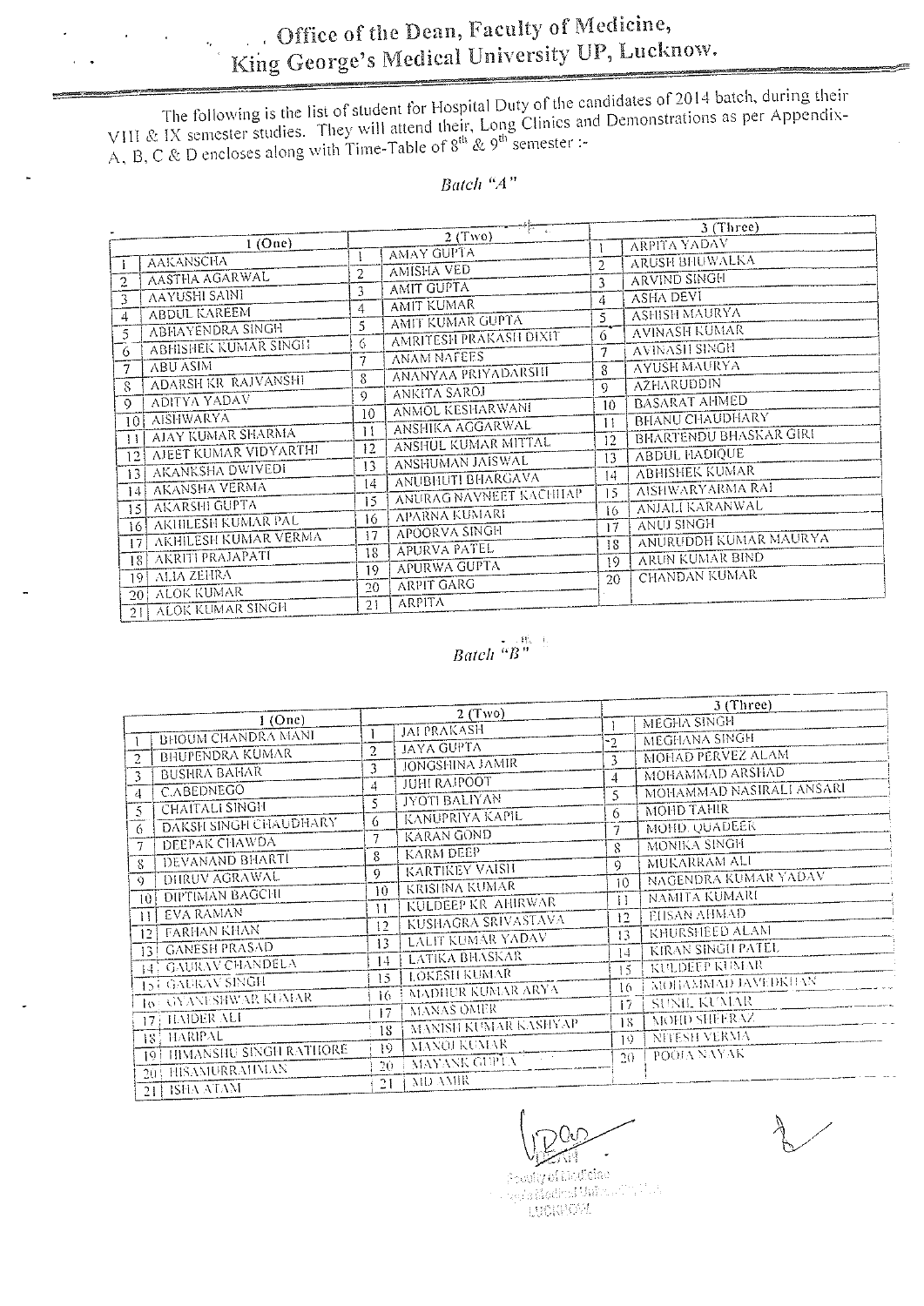# Office of the Dean, Faculty of Medicine,
# King George's Medical University UP, Lucknow.

The following is the list of student for Hospital Duty of the candidates of 2014 batch, during their VIII & IX semester studies. They will attend their, Long Clinics and Demonstrations as per Appendix-A, B, C & D encloses along with Time-Table of 8th & 9th semester :-

*Batch "A"*

| 1 (One) | | 2 (Two) | | 3 (Three) | |
|---|---|---|---|---|---|
| 1 | AAKANSCHA | 1 | AMAY GUPTA | 1 | ARPITA YADAV |
| 2 | AASTHA AGARWAL | 2 | AMISHA VED | 2 | ARUSH BHUWALKA |
| 3 | AAYUSHI SAINI | 3 | AMIT GUPTA | 3 | ARVIND SINGH |
| 4 | ABDUL KAREEM | 4 | AMIT KUMAR | 4 | ASHA DEVI |
| 5 | ABHAYENDRA SINGH | 5 | AMIT KUMAR GUPTA | 5 | ASHISH MAURYA |
| 6 | ABHISHEK KUMAR SINGH | 6 | AMRITESH PRAKASH DIXIT | 6 | AVINASH KUMAR |
| 7 | ABU ASIM | 7 | ANAM NAFEES | 7 | AVINASH SINGH |
| 8 | ADARSH KR RAJVANSHI | 8 | ANANYAA PRIYADARSHI | 8 | AYUSH MAURYA |
| 9 | ADITYA YADAV | 9 | ANKITA SAROJ | 9 | AZHARUDDIN |
| 10 | AISHWARYA | 10 | ANMOL KESHARWANI | 10 | BASARAT AHMED |
| 11 | AJAY KUMAR SHARMA | 11 | ANSHIKA AGGARWAL | 11 | BHANU CHAUDHARY |
| 12 | AJEET KUMAR VIDYARTHI | 12 | ANSHUL KUMAR MITTAL | 12 | BHARTENDU BHASKAR GIRI |
| 13 | AKANKSHA DWIVEDI | 13 | ANSHUMAN JAISWAL | 13 | ABDUL HADIQUE |
| 14 | AKANSHA VERMA | 14 | ANUBHUTI BHARGAVA | 14 | ABHISHEK KUMAR |
| 15 | AKARSHI GUPTA | 15 | ANURAG NAVNEET KACHHAP | 15 | AISHWARYARMA RAI |
| 16 | AKHILESH KUMAR PAL | 16 | APARNA KUMARI | 16 | ANJALI KARANWAL |
| 17 | AKHILESH KUMAR VERMA | 17 | APOORVA SINGH | 17 | ANUJ SINGH |
| 18 | AKRITI PRAJAPATI | 18 | APURVA PATEL | 18 | ANURUDDH KUMAR MAURYA |
| 19 | ALIA ZEHRA | 19 | APURWA GUPTA | 19 | ARUN KUMAR BIND |
| 20 | ALOK KUMAR | 20 | ARPIT GARG | 20 | CHANDAN KUMAR |
| 21 | ALOK KUMAR SINGH | 21 | ARPITA | | |

*Batch "B"*

| 1 (One) | | 2 (Two) | | 3 (Three) | |
|---|---|---|---|---|---|
| 1 | BHOUM CHANDRA MANI | 1 | JAI PRAKASH | 1 | MEGHA SINGH |
| 2 | BHUPENDRA KUMAR | 2 | JAYA GUPTA | 2 | MEGHANA SINGH |
| 3 | BUSHRA BAHAR | 3 | JONGSHINA JAMIR | 3 | MOHAD PERVEZ ALAM |
| 4 | C.ABEDNEGO | 4 | JUHI RAJPOOT | 4 | MOHAMMAD ARSHAD |
| 5 | CHAITALI SINGH | 5 | JYOTI BALIYAN | 5 | MOHAMMAD NASIRALI ANSARI |
| 6 | DAKSH SINGH CHAUDHARY | 6 | KANUPRIYA KAPIL | 6 | MOHD TAHIR |
| 7 | DEEPAK CHAWDA | 7 | KARAN GOND | 7 | MOHD. QUADEER |
| 8 | DEVANAND BHARTI | 8 | KARM DEEP | 8 | MONIKA SINGH |
| 9 | DHRUV AGRAWAL | 9 | KARTIKEY VAISH | 9 | MUKARRAM ALI |
| 10 | DIPTIMAN BAGCHI | 10 | KRISHNA KUMAR | 10 | NAGENDRA KUMAR YADAV |
| 11 | EVA RAMAN | 11 | KULDEEP KR AHIRWAR | 11 | NAMITA KUMARI |
| 12 | FARHAN KHAN | 12 | KUSHAGRA SRIVASTAVA | 12 | EHSAN AHMAD |
| 13 | GANESH PRASAD | 13 | LALIT KUMAR YADAV | 13 | KHURSHEED ALAM |
| 14 | GAURAV CHANDELA | 14 | LATIKA BHASKAR | 14 | KIRAN SINGH PATEL |
| 15 | GAURAV SINGH | 15 | LOKESH KUMAR | 15 | KULDEEP KUMAR |
| 16 | GYANESHWAR KUMAR | 16 | MADHUR KUMAR ARYA | 16 | MOHAMMAD JAVEDKHAN |
| 17 | HAIDER ALI | 17 | MANAS OMER | 17 | SUNIL KUMAR |
| 18 | HARIPAL | 18 | MANISH KUMAR KASHYAP | 18 | MOHD SHEERAZ |
| 19 | HIMANSHU SINGH RATHORE | 19 | MANOJ KUMAR | 19 | NITESH VERMA |
| 20 | HISAMURRAHMAN | 20 | MAYANK GUPTA | 20 | POOJA NAYAK |
| 21 | ISHA ATAM | 21 | MD AMIR | | |

DEAN
Faculty of Medicine
King George's Medical University UP
LUCKNOW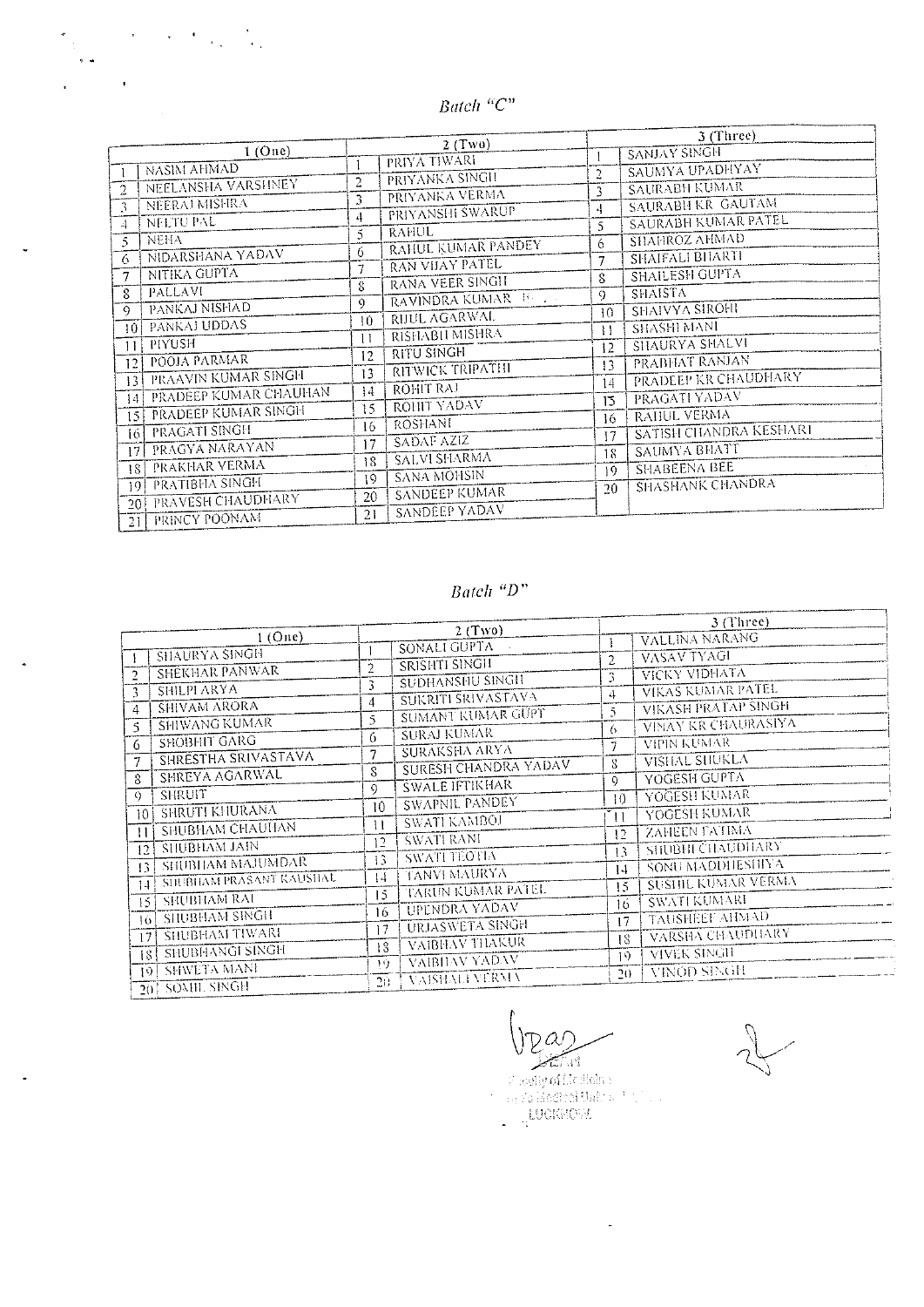*Batch "C"*

| 1 (One) | | 2 (Two) | | 3 (Three) | |
|---|---|---|---|---|---|
| 1 | NASIM AHMAD | 1 | PRIYA TIWARI | 1 | SANJAY SINGH |
| 2 | NEELANSHA VARSHNEY | 2 | PRIYANKA SINGH | 2 | SAUMYA UPADHYAY |
| 3 | NEERAJ MISHRA | 3 | PRIYANKA VERMA | 3 | SAURABH KUMAR |
| 4 | NEETU PAL | 4 | PRIYANSHI SWARUP | 4 | SAURABH KR GAUTAM |
| 5 | NEHA | 5 | RAHUL | 5 | SAURABH KUMAR PATEL |
| 6 | NIDARSHANA YADAV | 6 | RAHUL KUMAR PANDEY | 6 | SHAHROZ AHMAD |
| 7 | NITIKA GUPTA | 7 | RAN VIJAY PATEL | 7 | SHAIFALI BHARTI |
| 8 | PALLAVI | 8 | RANA VEER SINGH | 8 | SHAILESH GUPTA |
| 9 | PANKAJ NISHAD | 9 | RAVINDRA KUMAR | 9 | SHAISTA |
| 10 | PANKAJ UDDAS | 10 | RIJUL AGARWAL | 10 | SHAIVYA SIROHI |
| 11 | PIYUSH | 11 | RISHABH MISHRA | 11 | SHASHI MANI |
| 12 | POOJA PARMAR | 12 | RITU SINGH | 12 | SHAURYA SHALVI |
| 13 | PRAAVIN KUMAR SINGH | 13 | RITWICK TRIPATHI | 13 | PRABHAT RANJAN |
| 14 | PRADEEP KUMAR CHAUHAN | 14 | ROHIT RAJ | 14 | PRADEEP KR CHAUDHARY |
| 15 | PRADEEP KUMAR SINGH | 15 | ROHIT YADAV | 15 | PRAGATI YADAV |
| 16 | PRAGATI SINGH | 16 | ROSHANI | 16 | RAHUL VERMA |
| 17 | PRAGYA NARAYAN | 17 | SADAF AZIZ | 17 | SATISH CHANDRA KESHARI |
| 18 | PRAKHAR VERMA | 18 | SALVI SHARMA | 18 | SAUMYA BHATT |
| 19 | PRATIBHA SINGH | 19 | SANA MOHSIN | 19 | SHABEENA BEE |
| 20 | PRAVESH CHAUDHARY | 20 | SANDEEP KUMAR | 20 | SHASHANK CHANDRA |
| 21 | PRINCY POONAM | 21 | SANDEEP YADAV | | |

*Batch "D"*

| 1 (One) | | 2 (Two) | | 3 (Three) | |
|---|---|---|---|---|---|
| 1 | SHAURYA SINGH | 1 | SONALI GUPTA | 1 | VALLINA NARANG |
| 2 | SHEKHAR PANWAR | 2 | SRISHTI SINGH | 2 | VASAV TYAGI |
| 3 | SHILPI ARYA | 3 | SUDHANSHU SINGH | 3 | VICKY VIDHATA |
| 4 | SHIVAM ARORA | 4 | SUKRITI SRIVASTAVA | 4 | VIKAS KUMAR PATEL |
| 5 | SHIWANG KUMAR | 5 | SUMANT KUMAR GUPT | 5 | VIKASH PRATAP SINGH |
| 6 | SHOBHIT GARG | 6 | SURAJ KUMAR | 6 | VINAY KR CHAURASIYA |
| 7 | SHRESTHA SRIVASTAVA | 7 | SURAKSHA ARYA | 7 | VIPIN KUMAR |
| 8 | SHREYA AGARWAL | 8 | SURESH CHANDRA YADAV | 8 | VISHAL SHUKLA |
| 9 | SHRUIT | 9 | SWALE IFTIKHAR | 9 | YOGESH GUPTA |
| 10 | SHRUTI KHURANA | 10 | SWAPNIL PANDEY | 10 | YOGESH KUMAR |
| 11 | SHUBHAM CHAUHAN | 11 | SWATI KAMBOJ | 11 | YOGESH KUMAR |
| 12 | SHUBHAM JAIN | 12 | SWATI RANI | 12 | ZAHEEN FATIMA |
| 13 | SHUBHAM MAJUMDAR | 13 | SWATI TEOTIA | 13 | SHUBHI CHAUDHARY |
| 14 | SHUBHAM PRASANT KAUSHAL | 14 | TANVI MAURYA | 14 | SONU MADDHESHIYA |
| 15 | SHUBHAM RAI | 15 | TARUN KUMAR PATEL | 15 | SUSHIL KUMAR VERMA |
| 16 | SHUBHAM SINGH | 16 | UPENDRA YADAV | 16 | SWATI KUMARI |
| 17 | SHUBHAM TIWARI | 17 | URJASWETA SINGH | 17 | TAUSHEEF AHMAD |
| 18 | SHUBHANGI SINGH | 18 | VAIBHAV THAKUR | 18 | VARSHA CHAUDHARY |
| 19 | SHWETA MANI | 19 | VAIBHAV YADAV | 19 | VIVEK SINGH |
| 20 | SOMIL SINGH | 20 | VAISHALI VERMA | 20 | VINOD SINGH |

DEAN
Faculty of Medicine
LUCKNOW